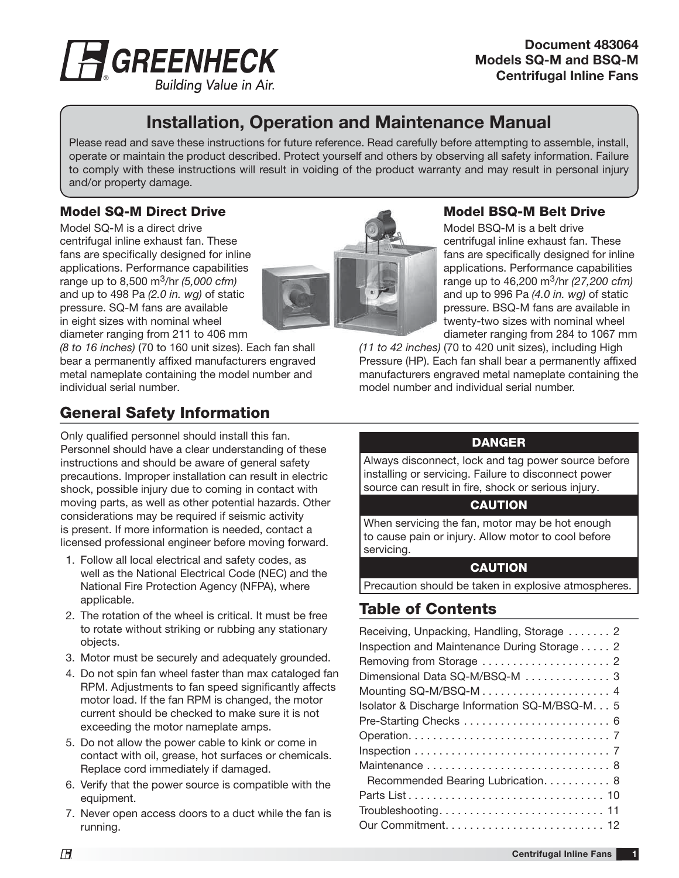**Document 483064**
**Models SQ-M and BSQ-M**
**Centrifugal Inline Fans**

# Installation, Operation and Maintenance Manual

Please read and save these instructions for future reference. Read carefully before attempting to assemble, install, operate or maintain the product described. Protect yourself and others by observing all safety information. Failure to comply with these instructions will result in voiding of the product warranty and may result in personal injury and/or property damage.

### Model SQ-M Direct Drive

Model SQ-M is a direct drive centrifugal inline exhaust fan. These fans are specifically designed for inline applications. Performance capabilities range up to 8,500 $m^3$/hr *(5,000 cfm)* and up to 498 Pa *(2.0 in. wg)* of static pressure. SQ-M fans are available in eight sizes with nominal wheel diameter ranging from 211 to 406 mm *(8 to 16 inches)* (70 to 160 unit sizes). Each fan shall bear a permanently affixed manufacturers engraved metal nameplate containing the model number and individual serial number.

### Model BSQ-M Belt Drive

Model BSQ-M is a belt drive centrifugal inline exhaust fan. These fans are specifically designed for inline applications. Performance capabilities range up to 46,200 $m^3$/hr *(27,200 cfm)* and up to 996 Pa *(4.0 in. wg)* of static pressure. BSQ-M fans are available in twenty-two sizes with nominal wheel diameter ranging from 284 to 1067 mm *(11 to 42 inches)* (70 to 420 unit sizes), including High Pressure (HP). Each fan shall bear a permanently affixed manufacturers engraved metal nameplate containing the model number and individual serial number.

## General Safety Information

Only qualified personnel should install this fan. Personnel should have a clear understanding of these instructions and should be aware of general safety precautions. Improper installation can result in electric shock, possible injury due to coming in contact with moving parts, as well as other potential hazards. Other considerations may be required if seismic activity is present. If more information is needed, contact a licensed professional engineer before moving forward.

1. Follow all local electrical and safety codes, as well as the National Electrical Code (NEC) and the National Fire Protection Agency (NFPA), where applicable.
2. The rotation of the wheel is critical. It must be free to rotate without striking or rubbing any stationary objects.
3. Motor must be securely and adequately grounded.
4. Do not spin fan wheel faster than max cataloged fan RPM. Adjustments to fan speed significantly affects motor load. If the fan RPM is changed, the motor current should be checked to make sure it is not exceeding the motor nameplate amps.
5. Do not allow the power cable to kink or come in contact with oil, grease, hot surfaces or chemicals. Replace cord immediately if damaged.
6. Verify that the power source is compatible with the equipment.
7. Never open access doors to a duct while the fan is running.

**DANGER**

Always disconnect, lock and tag power source before installing or servicing. Failure to disconnect power source can result in fire, shock or serious injury.

**CAUTION**

When servicing the fan, motor may be hot enough to cause pain or injury. Allow motor to cool before servicing.

**CAUTION**

Precaution should be taken in explosive atmospheres.

## Table of Contents

| Section | Page |
|---|---|
| Receiving, Unpacking, Handling, Storage | 2 |
| Inspection and Maintenance During Storage | 2 |
| Removing from Storage | 2 |
| Dimensional Data SQ-M/BSQ-M | 3 |
| Mounting SQ-M/BSQ-M | 4 |
| Isolator & Discharge Information SQ-M/BSQ-M | 5 |
| Pre-Starting Checks | 6 |
| Operation | 7 |
| Inspection | 7 |
| Maintenance | 8 |
| Recommended Bearing Lubrication | 8 |
| Parts List | 10 |
| Troubleshooting | 11 |
| Our Commitment | 12 |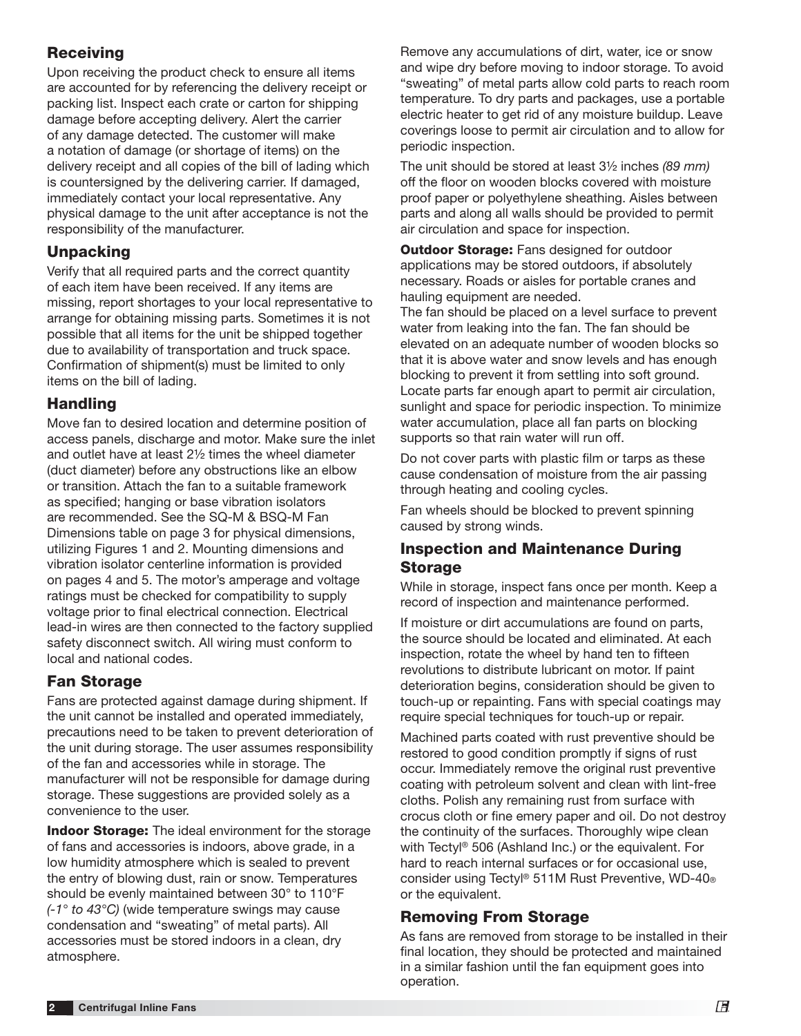## Receiving

Upon receiving the product check to ensure all items are accounted for by referencing the delivery receipt or packing list. Inspect each crate or carton for shipping damage before accepting delivery. Alert the carrier of any damage detected. The customer will make a notation of damage (or shortage of items) on the delivery receipt and all copies of the bill of lading which is countersigned by the delivering carrier. If damaged, immediately contact your local representative. Any physical damage to the unit after acceptance is not the responsibility of the manufacturer.

## Unpacking

Verify that all required parts and the correct quantity of each item have been received. If any items are missing, report shortages to your local representative to arrange for obtaining missing parts. Sometimes it is not possible that all items for the unit be shipped together due to availability of transportation and truck space. Confirmation of shipment(s) must be limited to only items on the bill of lading.

## Handling

Move fan to desired location and determine position of access panels, discharge and motor. Make sure the inlet and outlet have at least 2½ times the wheel diameter (duct diameter) before any obstructions like an elbow or transition. Attach the fan to a suitable framework as specified; hanging or base vibration isolators are recommended. See the SQ-M & BSQ-M Fan Dimensions table on page 3 for physical dimensions, utilizing Figures 1 and 2. Mounting dimensions and vibration isolator centerline information is provided on pages 4 and 5. The motor's amperage and voltage ratings must be checked for compatibility to supply voltage prior to final electrical connection. Electrical lead-in wires are then connected to the factory supplied safety disconnect switch. All wiring must conform to local and national codes.

## Fan Storage

Fans are protected against damage during shipment. If the unit cannot be installed and operated immediately, precautions need to be taken to prevent deterioration of the unit during storage. The user assumes responsibility of the fan and accessories while in storage. The manufacturer will not be responsible for damage during storage. These suggestions are provided solely as a convenience to the user.

**Indoor Storage:** The ideal environment for the storage of fans and accessories is indoors, above grade, in a low humidity atmosphere which is sealed to prevent the entry of blowing dust, rain or snow. Temperatures should be evenly maintained between 30° to 110°F *(-1° to 43°C)* (wide temperature swings may cause condensation and "sweating" of metal parts). All accessories must be stored indoors in a clean, dry atmosphere.

Remove any accumulations of dirt, water, ice or snow and wipe dry before moving to indoor storage. To avoid "sweating" of metal parts allow cold parts to reach room temperature. To dry parts and packages, use a portable electric heater to get rid of any moisture buildup. Leave coverings loose to permit air circulation and to allow for periodic inspection.

The unit should be stored at least 3½ inches *(89 mm)* off the floor on wooden blocks covered with moisture proof paper or polyethylene sheathing. Aisles between parts and along all walls should be provided to permit air circulation and space for inspection.

**Outdoor Storage:** Fans designed for outdoor applications may be stored outdoors, if absolutely necessary. Roads or aisles for portable cranes and hauling equipment are needed.

The fan should be placed on a level surface to prevent water from leaking into the fan. The fan should be elevated on an adequate number of wooden blocks so that it is above water and snow levels and has enough blocking to prevent it from settling into soft ground. Locate parts far enough apart to permit air circulation, sunlight and space for periodic inspection. To minimize water accumulation, place all fan parts on blocking supports so that rain water will run off.

Do not cover parts with plastic film or tarps as these cause condensation of moisture from the air passing through heating and cooling cycles.

Fan wheels should be blocked to prevent spinning caused by strong winds.

## Inspection and Maintenance During Storage

While in storage, inspect fans once per month. Keep a record of inspection and maintenance performed.

If moisture or dirt accumulations are found on parts, the source should be located and eliminated. At each inspection, rotate the wheel by hand ten to fifteen revolutions to distribute lubricant on motor. If paint deterioration begins, consideration should be given to touch-up or repainting. Fans with special coatings may require special techniques for touch-up or repair.

Machined parts coated with rust preventive should be restored to good condition promptly if signs of rust occur. Immediately remove the original rust preventive coating with petroleum solvent and clean with lint-free cloths. Polish any remaining rust from surface with crocus cloth or fine emery paper and oil. Do not destroy the continuity of the surfaces. Thoroughly wipe clean with Tectyl® 506 (Ashland Inc.) or the equivalent. For hard to reach internal surfaces or for occasional use, consider using Tectyl® 511M Rust Preventive, WD-40® or the equivalent.

## Removing From Storage

As fans are removed from storage to be installed in their final location, they should be protected and maintained in a similar fashion until the fan equipment goes into operation.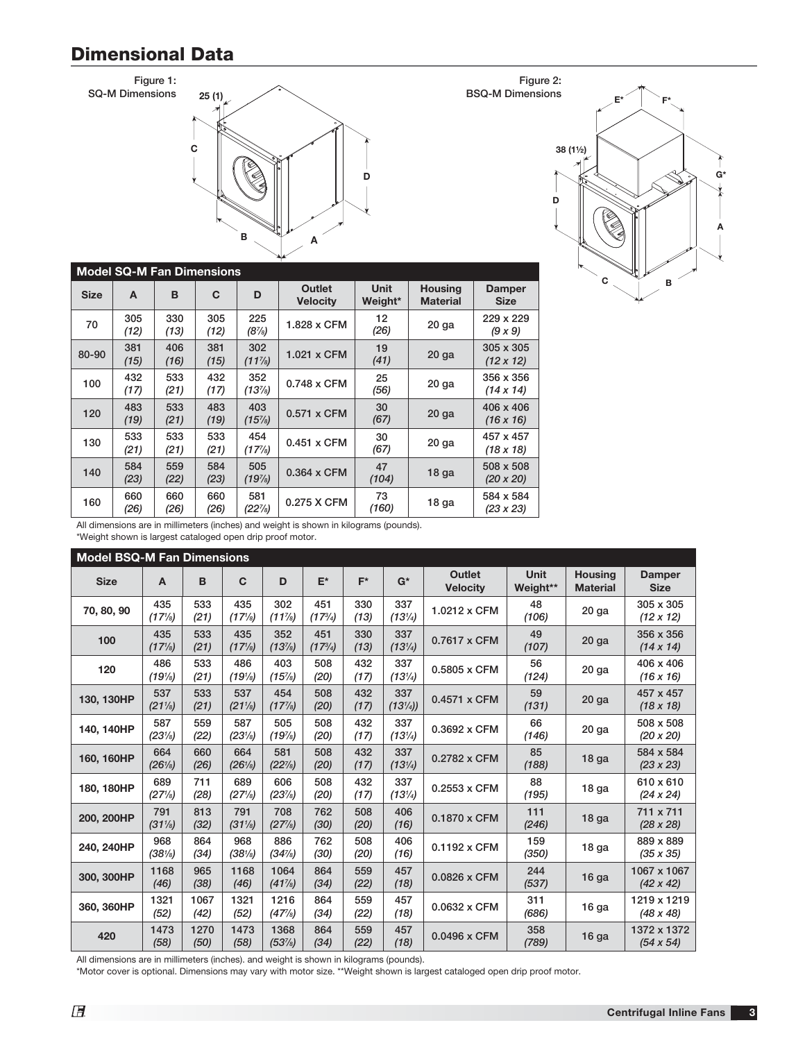# Dimensional Data

Figure 1: SQ-M Dimensions

Figure 2: BSQ-M Dimensions

| Model SQ-M Fan Dimensions | | | | | | | | |
|---|---|---|---|---|---|---|---|---|
| Size | A | B | C | D | Outlet Velocity | Unit Weight* | Housing Material | Damper Size |
| 70 | 305 *(12)* | 330 *(13)* | 305 *(12)* | 225 *(8⅞)* | 1.828 x CFM | 12 *(26)* | 20 ga | 229 x 229 *(9 x 9)* |
| 80-90 | 381 *(15)* | 406 *(16)* | 381 *(15)* | 302 *(11⅞)* | 1.021 x CFM | 19 *(41)* | 20 ga | 305 x 305 *(12 x 12)* |
| 100 | 432 *(17)* | 533 *(21)* | 432 *(17)* | 352 *(13⅞)* | 0.748 x CFM | 25 *(56)* | 20 ga | 356 x 356 *(14 x 14)* |
| 120 | 483 *(19)* | 533 *(21)* | 483 *(19)* | 403 *(15⅞)* | 0.571 x CFM | 30 *(67)* | 20 ga | 406 x 406 *(16 x 16)* |
| 130 | 533 *(21)* | 533 *(21)* | 533 *(21)* | 454 *(17⅞)* | 0.451 x CFM | 30 *(67)* | 20 ga | 457 x 457 *(18 x 18)* |
| 140 | 584 *(23)* | 559 *(22)* | 584 *(23)* | 505 *(19⅞)* | 0.364 x CFM | 47 *(104)* | 18 ga | 508 x 508 *(20 x 20)* |
| 160 | 660 *(26)* | 660 *(26)* | 660 *(26)* | 581 *(22⅞)* | 0.275 X CFM | 73 *(160)* | 18 ga | 584 x 584 *(23 x 23)* |

All dimensions are in millimeters (inches) and weight is shown in kilograms (pounds).
*Weight shown is largest cataloged open drip proof motor.

| Model BSQ-M Fan Dimensions | | | | | | | | | | | |
|---|---|---|---|---|---|---|---|---|---|---|---|
| Size | A | B | C | D | E* | F* | G* | Outlet Velocity | Unit Weight** | Housing Material | Damper Size |
| 70, 80, 90 | 435 *(17⅛)* | 533 *(21)* | 435 *(17⅛)* | 302 *(11⅞)* | 451 *(17¾)* | 330 *(13)* | 337 *(13¼)* | 1.0212 x CFM | 48 *(106)* | 20 ga | 305 x 305 *(12 x 12)* |
| 100 | 435 *(17⅛)* | 533 *(21)* | 435 *(17⅛)* | 352 *(13⅞)* | 451 *(17¾)* | 330 *(13)* | 337 *(13¼)* | 0.7617 x CFM | 49 *(107)* | 20 ga | 356 x 356 *(14 x 14)* |
| 120 | 486 *(19⅛)* | 533 *(21)* | 486 *(19⅛)* | 403 *(15⅞)* | 508 *(20)* | 432 *(17)* | 337 *(13¼)* | 0.5805 x CFM | 56 *(124)* | 20 ga | 406 x 406 *(16 x 16)* |
| 130, 130HP | 537 *(21⅛)* | 533 *(21)* | 537 *(21⅛)* | 454 *(17⅞)* | 508 *(20)* | 432 *(17)* | 337 *(13¼))* | 0.4571 x CFM | 59 *(131)* | 20 ga | 457 x 457 *(18 x 18)* |
| 140, 140HP | 587 *(23⅛)* | 559 *(22)* | 587 *(23⅛)* | 505 *(19⅞)* | 508 *(20)* | 432 *(17)* | 337 *(13¼)* | 0.3692 x CFM | 66 *(146)* | 20 ga | 508 x 508 *(20 x 20)* |
| 160, 160HP | 664 *(26⅛)* | 660 *(26)* | 664 *(26⅛)* | 581 *(22⅞)* | 508 *(20)* | 432 *(17)* | 337 *(13¼)* | 0.2782 x CFM | 85 *(188)* | 18 ga | 584 x 584 *(23 x 23)* |
| 180, 180HP | 689 *(27⅛)* | 711 *(28)* | 689 *(27⅛)* | 606 *(23⅞)* | 508 *(20)* | 432 *(17)* | 337 *(13¼)* | 0.2553 x CFM | 88 *(195)* | 18 ga | 610 x 610 *(24 x 24)* |
| 200, 200HP | 791 *(31⅛)* | 813 *(32)* | 791 *(31⅛)* | 708 *(27⅞)* | 762 *(30)* | 508 *(20)* | 406 *(16)* | 0.1870 x CFM | 111 *(246)* | 18 ga | 711 x 711 *(28 x 28)* |
| 240, 240HP | 968 *(38⅛)* | 864 *(34)* | 968 *(38⅛)* | 886 *(34⅞)* | 762 *(30)* | 508 *(20)* | 406 *(16)* | 0.1192 x CFM | 159 *(350)* | 18 ga | 889 x 889 *(35 x 35)* |
| 300, 300HP | 1168 *(46)* | 965 *(38)* | 1168 *(46)* | 1064 *(41⅞)* | 864 *(34)* | 559 *(22)* | 457 *(18)* | 0.0826 x CFM | 244 *(537)* | 16 ga | 1067 x 1067 *(42 x 42)* |
| 360, 360HP | 1321 *(52)* | 1067 *(42)* | 1321 *(52)* | 1216 *(47⅞)* | 864 *(34)* | 559 *(22)* | 457 *(18)* | 0.0632 x CFM | 311 *(686)* | 16 ga | 1219 x 1219 *(48 x 48)* |
| 420 | 1473 *(58)* | 1270 *(50)* | 1473 *(58)* | 1368 *(53⅞)* | 864 *(34)* | 559 *(22)* | 457 *(18)* | 0.0496 x CFM | 358 *(789)* | 16 ga | 1372 x 1372 *(54 x 54)* |

All dimensions are in millimeters (inches). and weight is shown in kilograms (pounds).
*Motor cover is optional. Dimensions may vary with motor size. **Weight shown is largest cataloged open drip proof motor.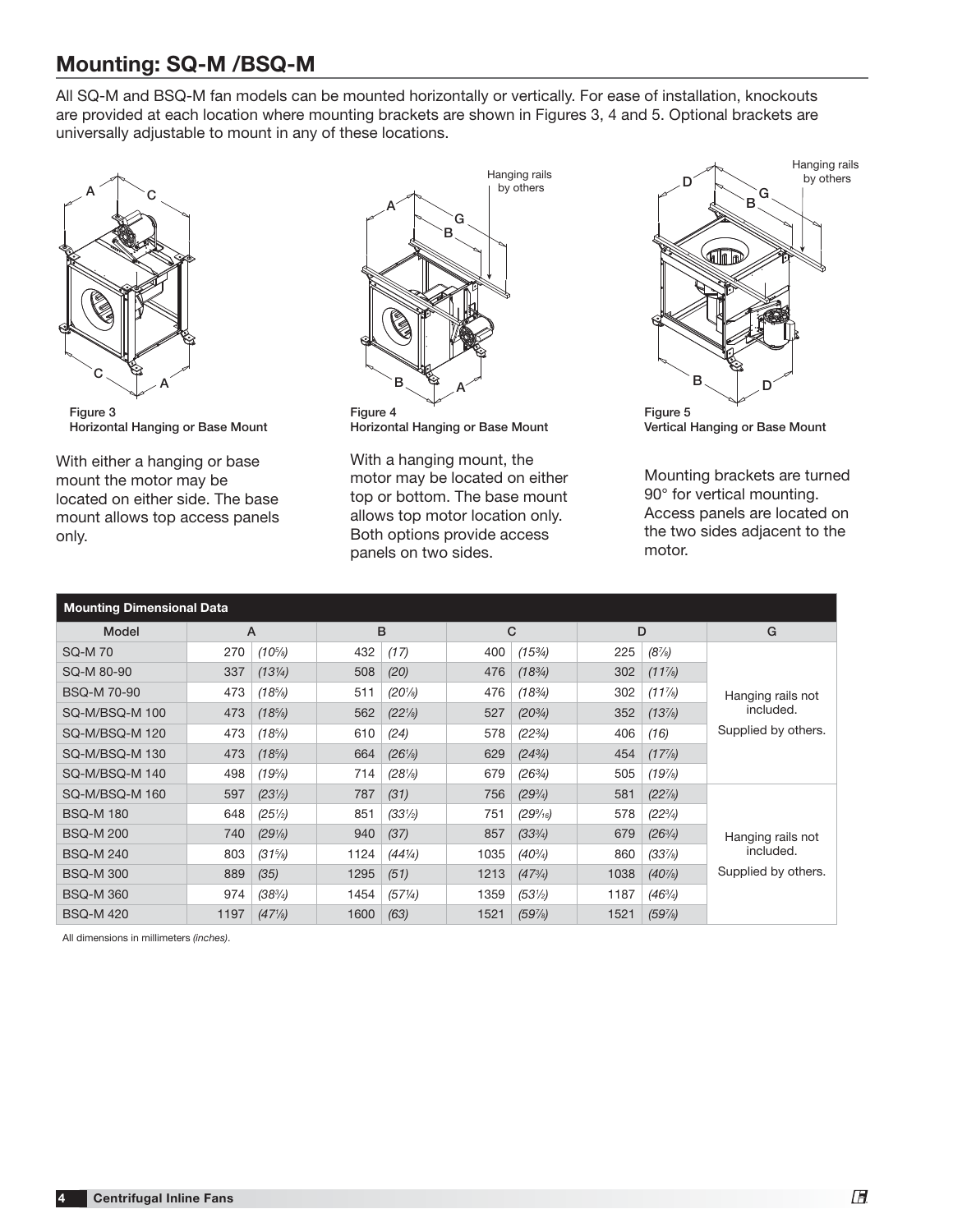## Mounting: SQ-M /BSQ-M

All SQ-M and BSQ-M fan models can be mounted horizontally or vertically. For ease of installation, knockouts are provided at each location where mounting brackets are shown in Figures 3, 4 and 5. Optional brackets are universally adjustable to mount in any of these locations.

Figure 3
Horizontal Hanging or Base Mount

With either a hanging or base mount the motor may be located on either side. The base mount allows top access panels only.

Figure 4
Horizontal Hanging or Base Mount

With a hanging mount, the motor may be located on either top or bottom. The base mount allows top motor location only. Both options provide access panels on two sides.

Figure 5
Vertical Hanging or Base Mount

Mounting brackets are turned 90° for vertical mounting. Access panels are located on the two sides adjacent to the motor.

**Mounting Dimensional Data**

| Model | A | | B | | C | | D | | G |
|---|---|---|---|---|---|---|---|---|---|
| SQ-M 70 | 270 | *(10⅝)* | 432 | *(17)* | 400 | *(15¾)* | 225 | *(8⅞)* | Hanging rails not included. Supplied by others. |
| SQ-M 80-90 | 337 | *(13¼)* | 508 | *(20)* | 476 | *(18¾)* | 302 | *(11⅞)* | |
| BSQ-M 70-90 | 473 | *(18⅝)* | 511 | *(20⅛)* | 476 | *(18¾)* | 302 | *(11⅞)* | |
| SQ-M/BSQ-M 100 | 473 | *(18⅝)* | 562 | *(22⅛)* | 527 | *(20¾)* | 352 | *(13⅞)* | |
| SQ-M/BSQ-M 120 | 473 | *(18⅝)* | 610 | *(24)* | 578 | *(22¾)* | 406 | *(16)* | |
| SQ-M/BSQ-M 130 | 473 | *(18⅝)* | 664 | *(26⅛)* | 629 | *(24¾)* | 454 | *(17⅞)* | |
| SQ-M/BSQ-M 140 | 498 | *(19⅝)* | 714 | *(28⅛)* | 679 | *(26¾)* | 505 | *(19⅞)* | |
| SQ-M/BSQ-M 160 | 597 | *(23½)* | 787 | *(31)* | 756 | *(29¾)* | 581 | *(22⅞)* | Hanging rails not included. Supplied by others. |
| BSQ-M 180 | 648 | *(25½)* | 851 | *(33½)* | 751 | *(29⁹⁄₁₆)* | 578 | *(22¾)* | |
| BSQ-M 200 | 740 | *(29⅛)* | 940 | *(37)* | 857 | *(33¾)* | 679 | *(26¾)* | |
| BSQ-M 240 | 803 | *(31⅝)* | 1124 | *(44¼)* | 1035 | *(40¾)* | 860 | *(33⅞)* | |
| BSQ-M 300 | 889 | *(35)* | 1295 | *(51)* | 1213 | *(47¾)* | 1038 | *(40⅞)* | |
| BSQ-M 360 | 974 | *(38¾)* | 1454 | *(57¼)* | 1359 | *(53½)* | 1187 | *(46¾)* | |
| BSQ-M 420 | 1197 | *(47⅛)* | 1600 | *(63)* | 1521 | *(59⅞)* | 1521 | *(59⅞)* | |

All dimensions in millimeters *(inches)*.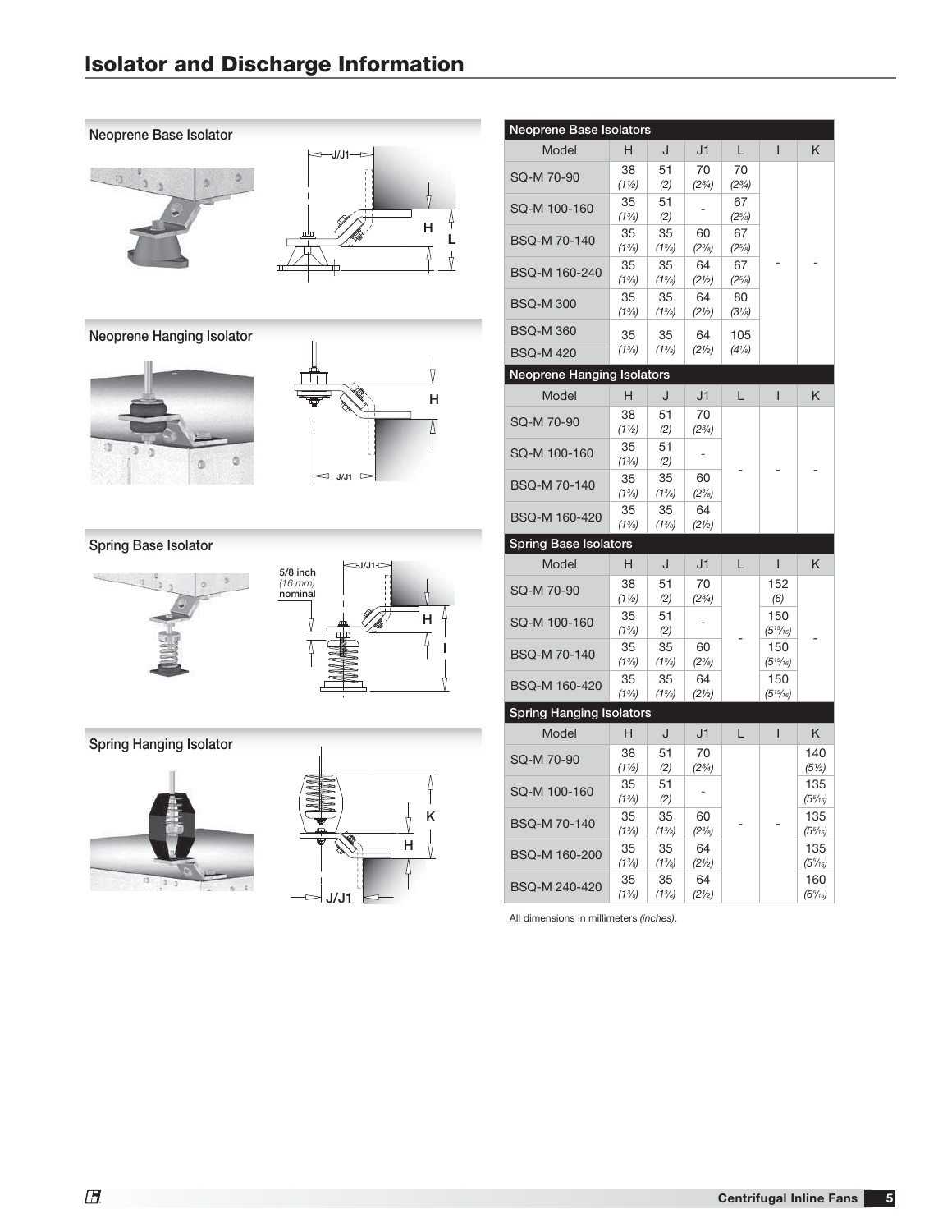# Isolator and Discharge Information

### Neoprene Base Isolator

J/J1, H, L

### Neoprene Hanging Isolator

H, J/J1

### Spring Base Isolator

5/8 inch *(16 mm)* nominal

J/J1, H, I

### Spring Hanging Isolator

K, H, J/J1

| Model | H | J | J1 | L | I | K |
|---|---|---|---|---|---|---|
| **Neoprene Base Isolators** | | | | | | |
| SQ-M 70-90 | 38 *(1½)* | 51 *(2)* | 70 *(2¾)* | 70 *(2¾)* | - | - |
| SQ-M 100-160 | 35 *(1⅜)* | 51 *(2)* | - | 67 *(2⅝)* | - | - |
| BSQ-M 70-140 | 35 *(1⅜)* | 35 *(1⅜)* | 60 *(2⅜)* | 67 *(2⅝)* | - | - |
| BSQ-M 160-240 | 35 *(1⅜)* | 35 *(1⅜)* | 64 *(2½)* | 67 *(2⅝)* | - | - |
| BSQ-M 300 | 35 *(1⅜)* | 35 *(1⅜)* | 64 *(2½)* | 80 *(3⅛)* | - | - |
| BSQ-M 360 | 35 *(1⅜)* | 35 *(1⅜)* | 64 *(2½)* | 105 *(4⅛)* | - | - |
| BSQ-M 420 | 35 *(1⅜)* | 35 *(1⅜)* | 64 *(2½)* | 105 *(4⅛)* | - | - |
| **Neoprene Hanging Isolators** | | | | | | |
| SQ-M 70-90 | 38 *(1½)* | 51 *(2)* | 70 *(2¾)* | - | - | - |
| SQ-M 100-160 | 35 *(1⅜)* | 51 *(2)* | - | - | - | - |
| BSQ-M 70-140 | 35 *(1⅜)* | 35 *(1⅜)* | 60 *(2⅜)* | - | - | - |
| BSQ-M 160-420 | 35 *(1⅜)* | 35 *(1⅜)* | 64 *(2½)* | - | - | - |
| **Spring Base Isolators** | | | | | | |
| SQ-M 70-90 | 38 *(1½)* | 51 *(2)* | 70 *(2¾)* | - | 152 *(6)* | - |
| SQ-M 100-160 | 35 *(1⅜)* | 51 *(2)* | - | - | 150 *(5¹⁵⁄₁₆)* | - |
| BSQ-M 70-140 | 35 *(1⅜)* | 35 *(1⅜)* | 60 *(2⅜)* | - | 150 *(5¹⁵⁄₁₆)* | - |
| BSQ-M 160-420 | 35 *(1⅜)* | 35 *(1⅜)* | 64 *(2½)* | - | 150 *(5¹⁵⁄₁₆)* | - |
| **Spring Hanging Isolators** | | | | | | |
| SQ-M 70-90 | 38 *(1½)* | 51 *(2)* | 70 *(2¾)* | - | - | 140 *(5½)* |
| SQ-M 100-160 | 35 *(1⅜)* | 51 *(2)* | - | - | - | 135 *(5⁵⁄₁₆)* |
| BSQ-M 70-140 | 35 *(1⅜)* | 35 *(1⅜)* | 60 *(2⅜)* | - | - | 135 *(5⁵⁄₁₆)* |
| BSQ-M 160-200 | 35 *(1⅜)* | 35 *(1⅜)* | 64 *(2½)* | - | - | 135 *(5⁵⁄₁₆)* |
| BSQ-M 240-420 | 35 *(1⅜)* | 35 *(1⅜)* | 64 *(2½)* | - | - | 160 *(6⁵⁄₁₆)* |

All dimensions in millimeters *(inches)*.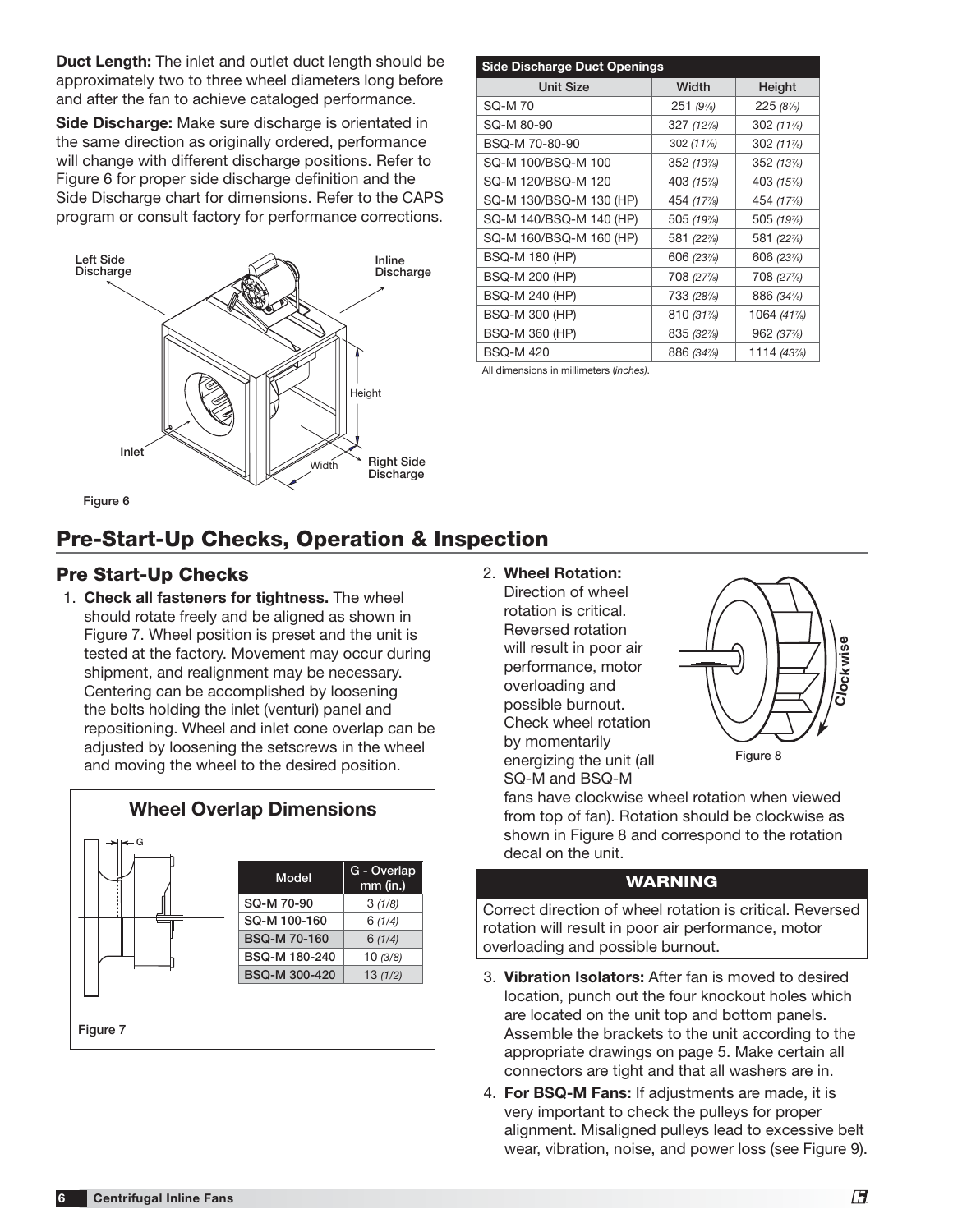**Duct Length:** The inlet and outlet duct length should be approximately two to three wheel diameters long before and after the fan to achieve cataloged performance.

**Side Discharge:** Make sure discharge is orientated in the same direction as originally ordered, performance will change with different discharge positions. Refer to Figure 6 for proper side discharge definition and the Side Discharge chart for dimensions. Refer to the CAPS program or consult factory for performance corrections.

Figure 6

| Side Discharge Duct Openings | | |
|---|---|---|
| Unit Size | Width | Height |
| SQ-M 70 | 251 *(9⅞)* | 225 *(8⅞)* |
| SQ-M 80-90 | 327 *(12⅞)* | 302 *(11⅞)* |
| BSQ-M 70-80-90 | 302 *(11⅞)* | 302 *(11⅞)* |
| SQ-M 100/BSQ-M 100 | 352 *(13⅞)* | 352 *(13⅞)* |
| SQ-M 120/BSQ-M 120 | 403 *(15⅞)* | 403 *(15⅞)* |
| SQ-M 130/BSQ-M 130 (HP) | 454 *(17⅞)* | 454 *(17⅞)* |
| SQ-M 140/BSQ-M 140 (HP) | 505 *(19⅞)* | 505 *(19⅞)* |
| SQ-M 160/BSQ-M 160 (HP) | 581 *(22⅞)* | 581 *(22⅞)* |
| BSQ-M 180 (HP) | 606 *(23⅞)* | 606 *(23⅞)* |
| BSQ-M 200 (HP) | 708 *(27⅞)* | 708 *(27⅞)* |
| BSQ-M 240 (HP) | 733 *(28⅞)* | 886 *(34⅞)* |
| BSQ-M 300 (HP) | 810 *(31⅞)* | 1064 *(41⅞)* |
| BSQ-M 360 (HP) | 835 *(32⅞)* | 962 *(37⅞)* |
| BSQ-M 420 | 886 *(34⅞)* | 1114 *(43⅞)* |

All dimensions in millimeters (*inches*).

## Pre-Start-Up Checks, Operation & Inspection

### Pre Start-Up Checks

1. **Check all fasteners for tightness.** The wheel should rotate freely and be aligned as shown in Figure 7. Wheel position is preset and the unit is tested at the factory. Movement may occur during shipment, and realignment may be necessary. Centering can be accomplished by loosening the bolts holding the inlet (venturi) panel and repositioning. Wheel and inlet cone overlap can be adjusted by loosening the setscrews in the wheel and moving the wheel to the desired position.

**Wheel Overlap Dimensions**

| Model | G - Overlap mm (in.) |
|---|---|
| SQ-M 70-90 | 3 *(1/8)* |
| SQ-M 100-160 | 6 *(1/4)* |
| BSQ-M 70-160 | 6 *(1/4)* |
| BSQ-M 180-240 | 10 *(3/8)* |
| BSQ-M 300-420 | 13 *(1/2)* |

Figure 7

2. **Wheel Rotation:** Direction of wheel rotation is critical. Reversed rotation will result in poor air performance, motor overloading and possible burnout. Check wheel rotation by momentarily energizing the unit (all SQ-M and BSQ-M fans have clockwise wheel rotation when viewed from top of fan). Rotation should be clockwise as shown in Figure 8 and correspond to the rotation decal on the unit.

Figure 8

**WARNING**

Correct direction of wheel rotation is critical. Reversed rotation will result in poor air performance, motor overloading and possible burnout.

3. **Vibration Isolators:** After fan is moved to desired location, punch out the four knockout holes which are located on the unit top and bottom panels. Assemble the brackets to the unit according to the appropriate drawings on page 5. Make certain all connectors are tight and that all washers are in.

4. **For BSQ-M Fans:** If adjustments are made, it is very important to check the pulleys for proper alignment. Misaligned pulleys lead to excessive belt wear, vibration, noise, and power loss (see Figure 9).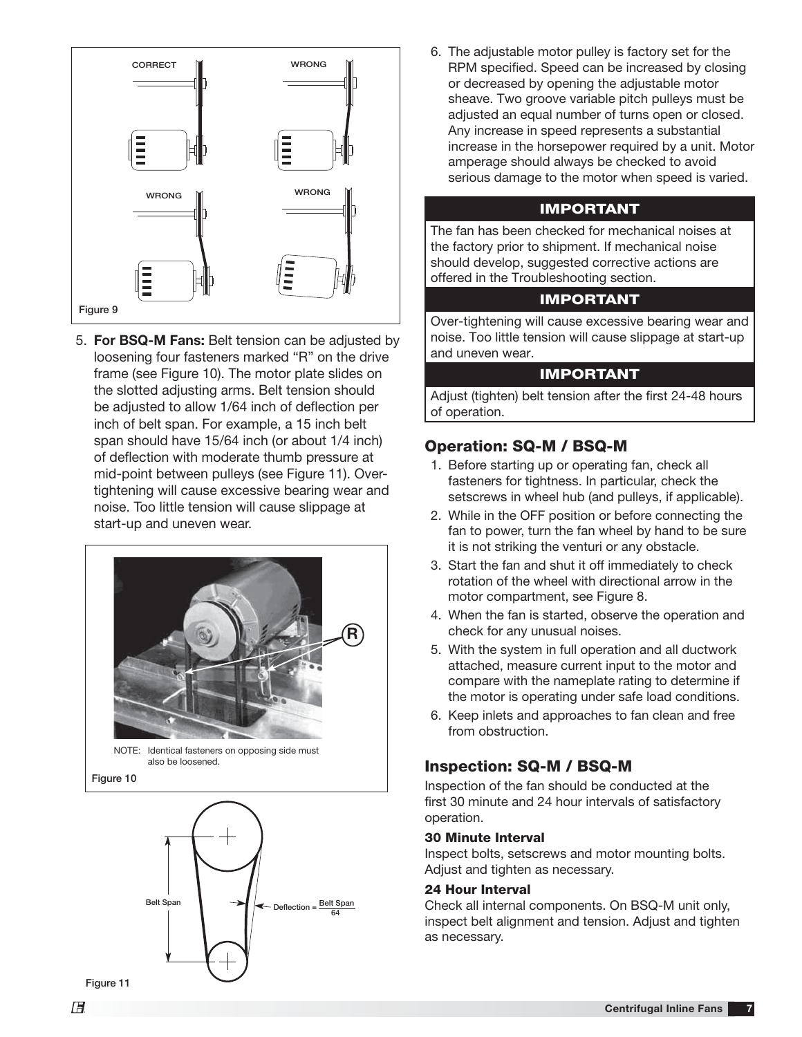CORRECT WRONG

WRONG WRONG

Figure 9

5. **For BSQ-M Fans:** Belt tension can be adjusted by loosening four fasteners marked "R" on the drive frame (see Figure 10). The motor plate slides on the slotted adjusting arms. Belt tension should be adjusted to allow 1/64 inch of deflection per inch of belt span. For example, a 15 inch belt span should have 15/64 inch (or about 1/4 inch) of deflection with moderate thumb pressure at mid-point between pulleys (see Figure 11). Over-tightening will cause excessive bearing wear and noise. Too little tension will cause slippage at start-up and uneven wear.

R

NOTE: Identical fasteners on opposing side must also be loosened.

Figure 10

Belt Span

$$\text{Deflection} = \frac{\text{Belt Span}}{64}$$

Figure 11

6. The adjustable motor pulley is factory set for the RPM specified. Speed can be increased by closing or decreased by opening the adjustable motor sheave. Two groove variable pitch pulleys must be adjusted an equal number of turns open or closed. Any increase in speed represents a substantial increase in the horsepower required by a unit. Motor amperage should always be checked to avoid serious damage to the motor when speed is varied.

**IMPORTANT**

The fan has been checked for mechanical noises at the factory prior to shipment. If mechanical noise should develop, suggested corrective actions are offered in the Troubleshooting section.

**IMPORTANT**

Over-tightening will cause excessive bearing wear and noise. Too little tension will cause slippage at start-up and uneven wear.

**IMPORTANT**

Adjust (tighten) belt tension after the first 24-48 hours of operation.

## Operation: SQ-M / BSQ-M

1. Before starting up or operating fan, check all fasteners for tightness. In particular, check the setscrews in wheel hub (and pulleys, if applicable).
2. While in the OFF position or before connecting the fan to power, turn the fan wheel by hand to be sure it is not striking the venturi or any obstacle.
3. Start the fan and shut it off immediately to check rotation of the wheel with directional arrow in the motor compartment, see Figure 8.
4. When the fan is started, observe the operation and check for any unusual noises.
5. With the system in full operation and all ductwork attached, measure current input to the motor and compare with the nameplate rating to determine if the motor is operating under safe load conditions.
6. Keep inlets and approaches to fan clean and free from obstruction.

## Inspection: SQ-M / BSQ-M

Inspection of the fan should be conducted at the first 30 minute and 24 hour intervals of satisfactory operation.

### 30 Minute Interval

Inspect bolts, setscrews and motor mounting bolts. Adjust and tighten as necessary.

### 24 Hour Interval

Check all internal components. On BSQ-M unit only, inspect belt alignment and tension. Adjust and tighten as necessary.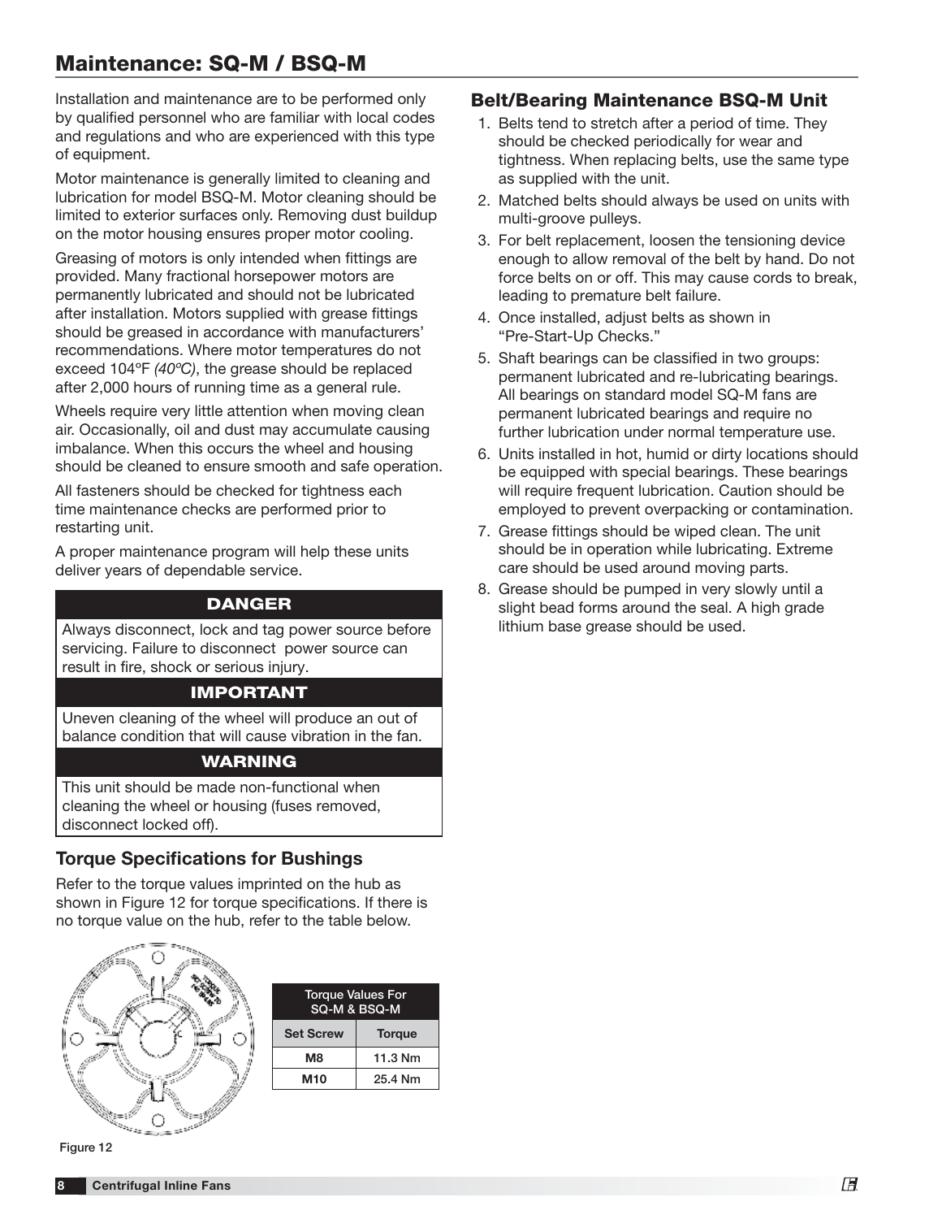## Maintenance: SQ-M / BSQ-M

Installation and maintenance are to be performed only by qualified personnel who are familiar with local codes and regulations and who are experienced with this type of equipment.

Motor maintenance is generally limited to cleaning and lubrication for model BSQ-M. Motor cleaning should be limited to exterior surfaces only. Removing dust buildup on the motor housing ensures proper motor cooling.

Greasing of motors is only intended when fittings are provided. Many fractional horsepower motors are permanently lubricated and should not be lubricated after installation. Motors supplied with grease fittings should be greased in accordance with manufacturers' recommendations. Where motor temperatures do not exceed 104°F *(40°C)*, the grease should be replaced after 2,000 hours of running time as a general rule.

Wheels require very little attention when moving clean air. Occasionally, oil and dust may accumulate causing imbalance. When this occurs the wheel and housing should be cleaned to ensure smooth and safe operation.

All fasteners should be checked for tightness each time maintenance checks are performed prior to restarting unit.

A proper maintenance program will help these units deliver years of dependable service.

**DANGER**

Always disconnect, lock and tag power source before servicing. Failure to disconnect power source can result in fire, shock or serious injury.

**IMPORTANT**

Uneven cleaning of the wheel will produce an out of balance condition that will cause vibration in the fan.

**WARNING**

This unit should be made non-functional when cleaning the wheel or housing (fuses removed, disconnect locked off).

### Torque Specifications for Bushings

Refer to the torque values imprinted on the hub as shown in Figure 12 for torque specifications. If there is no torque value on the hub, refer to the table below.

| Torque Values For SQ-M & BSQ-M | |
|---|---|
| **Set Screw** | **Torque** |
| **M8** | **11.3 Nm** |
| **M10** | **25.4 Nm** |

Figure 12

### Belt/Bearing Maintenance BSQ-M Unit

1. Belts tend to stretch after a period of time. They should be checked periodically for wear and tightness. When replacing belts, use the same type as supplied with the unit.
2. Matched belts should always be used on units with multi-groove pulleys.
3. For belt replacement, loosen the tensioning device enough to allow removal of the belt by hand. Do not force belts on or off. This may cause cords to break, leading to premature belt failure.
4. Once installed, adjust belts as shown in "Pre-Start-Up Checks."
5. Shaft bearings can be classified in two groups: permanent lubricated and re-lubricating bearings. All bearings on standard model SQ-M fans are permanent lubricated bearings and require no further lubrication under normal temperature use.
6. Units installed in hot, humid or dirty locations should be equipped with special bearings. These bearings will require frequent lubrication. Caution should be employed to prevent overpacking or contamination.
7. Grease fittings should be wiped clean. The unit should be in operation while lubricating. Extreme care should be used around moving parts.
8. Grease should be pumped in very slowly until a slight bead forms around the seal. A high grade lithium base grease should be used.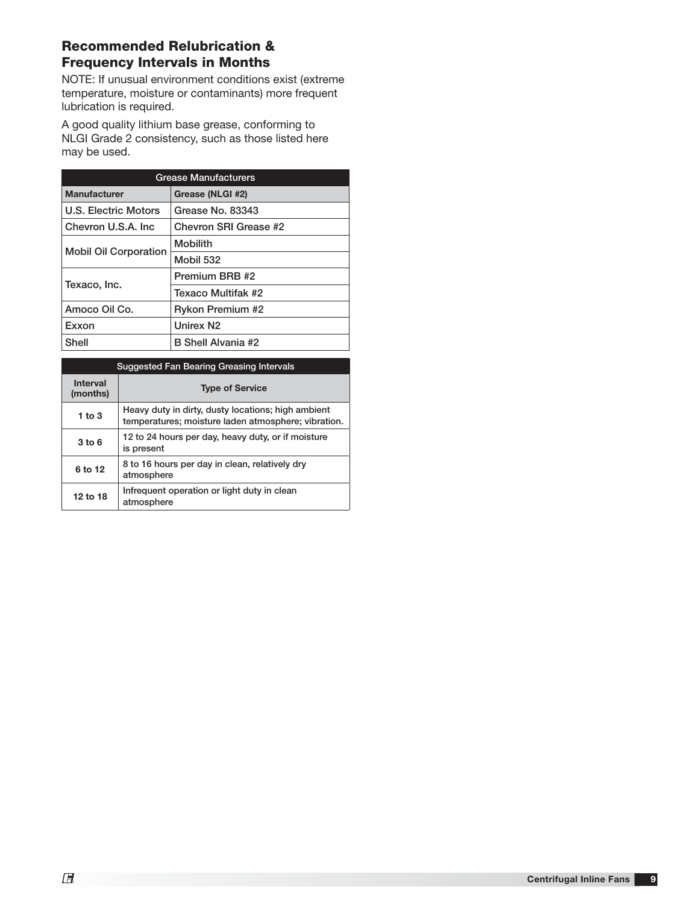## Recommended Relubrication & Frequency Intervals in Months

NOTE: If unusual environment conditions exist (extreme temperature, moisture or contaminants) more frequent lubrication is required.

A good quality lithium base grease, conforming to NLGI Grade 2 consistency, such as those listed here may be used.

| Grease Manufacturers | |
|---|---|
| **Manufacturer** | **Grease (NLGI #2)** |
| U.S. Electric Motors | Grease No. 83343 |
| Chevron U.S.A. Inc | Chevron SRI Grease #2 |
| Mobil Oil Corporation | Mobilith |
| | Mobil 532 |
| Texaco, Inc. | Premium BRB #2 |
| | Texaco Multifak #2 |
| Amoco Oil Co. | Rykon Premium #2 |
| Exxon | Unirex N2 |
| Shell | B Shell Alvania #2 |

| Suggested Fan Bearing Greasing Intervals | |
|---|---|
| **Interval (months)** | **Type of Service** |
| **1 to 3** | Heavy duty in dirty, dusty locations; high ambient temperatures; moisture laden atmosphere; vibration. |
| **3 to 6** | 12 to 24 hours per day, heavy duty, or if moisture is present |
| **6 to 12** | 8 to 16 hours per day in clean, relatively dry atmosphere |
| **12 to 18** | Infrequent operation or light duty in clean atmosphere |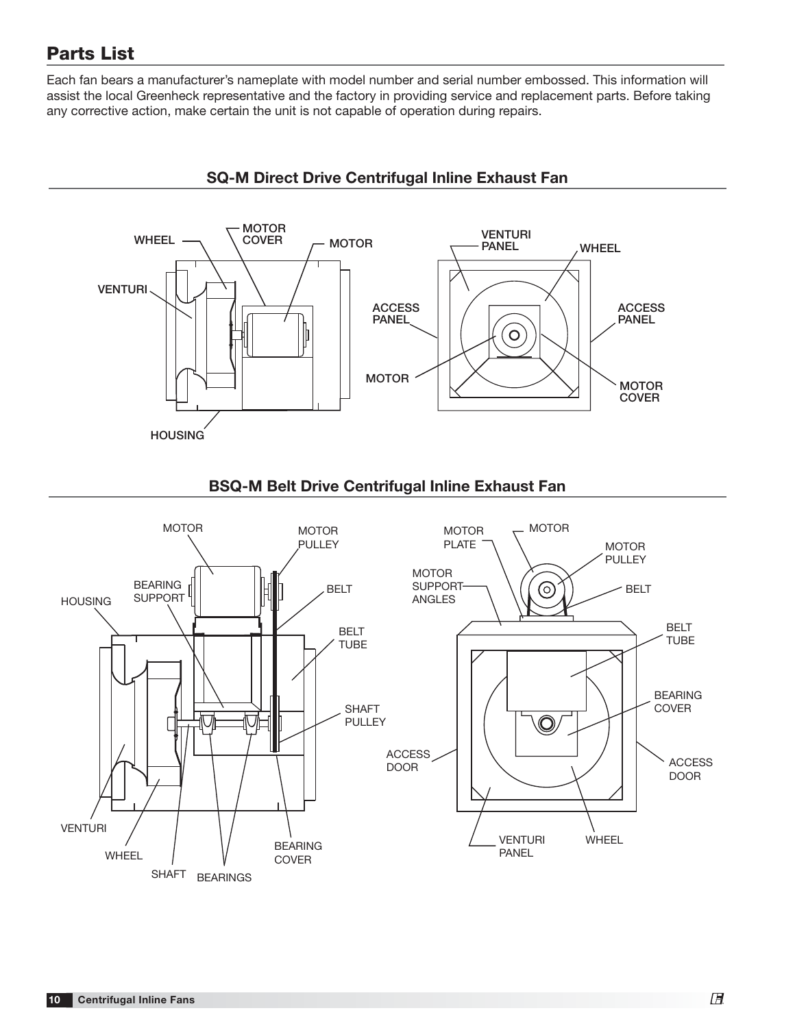## Parts List

Each fan bears a manufacturer's nameplate with model number and serial number embossed. This information will assist the local Greenheck representative and the factory in providing service and replacement parts. Before taking any corrective action, make certain the unit is not capable of operation during repairs.

### SQ-M Direct Drive Centrifugal Inline Exhaust Fan

WHEEL, MOTOR COVER, MOTOR, VENTURI, HOUSING, VENTURI PANEL, WHEEL, ACCESS PANEL, ACCESS PANEL, MOTOR, MOTOR COVER

### BSQ-M Belt Drive Centrifugal Inline Exhaust Fan

MOTOR, MOTOR PULLEY, BEARING SUPPORT, HOUSING, BELT, BELT TUBE, SHAFT PULLEY, VENTURI, WHEEL, SHAFT, BEARINGS, BEARING COVER, MOTOR PLATE, MOTOR, MOTOR PULLEY, MOTOR SUPPORT ANGLES, BELT, BELT TUBE, BEARING COVER, ACCESS DOOR, ACCESS DOOR, VENTURI PANEL, WHEEL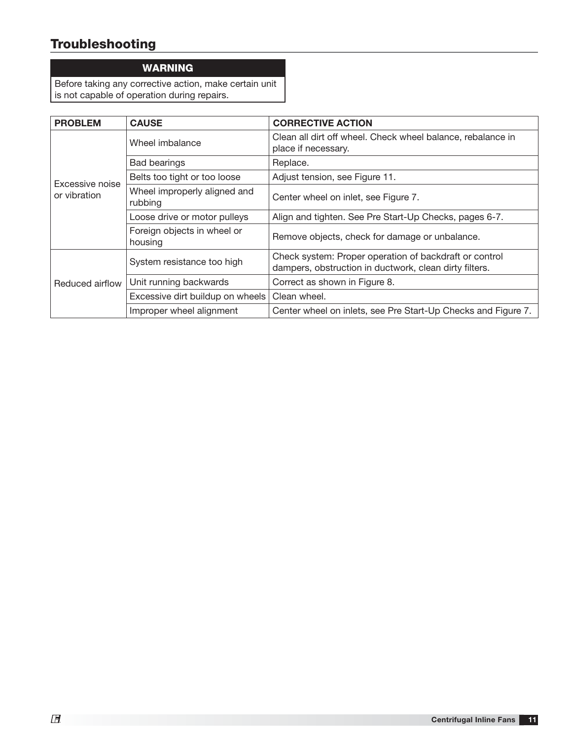## Troubleshooting

**WARNING**

Before taking any corrective action, make certain unit is not capable of operation during repairs.

| PROBLEM | CAUSE | CORRECTIVE ACTION |
|---|---|---|
| Excessive noise or vibration | Wheel imbalance | Clean all dirt off wheel. Check wheel balance, rebalance in place if necessary. |
| | Bad bearings | Replace. |
| | Belts too tight or too loose | Adjust tension, see Figure 11. |
| | Wheel improperly aligned and rubbing | Center wheel on inlet, see Figure 7. |
| | Loose drive or motor pulleys | Align and tighten. See Pre Start-Up Checks, pages 6-7. |
| | Foreign objects in wheel or housing | Remove objects, check for damage or unbalance. |
| Reduced airflow | System resistance too high | Check system: Proper operation of backdraft or control dampers, obstruction in ductwork, clean dirty filters. |
| | Unit running backwards | Correct as shown in Figure 8. |
| | Excessive dirt buildup on wheels | Clean wheel. |
| | Improper wheel alignment | Center wheel on inlets, see Pre Start-Up Checks and Figure 7. |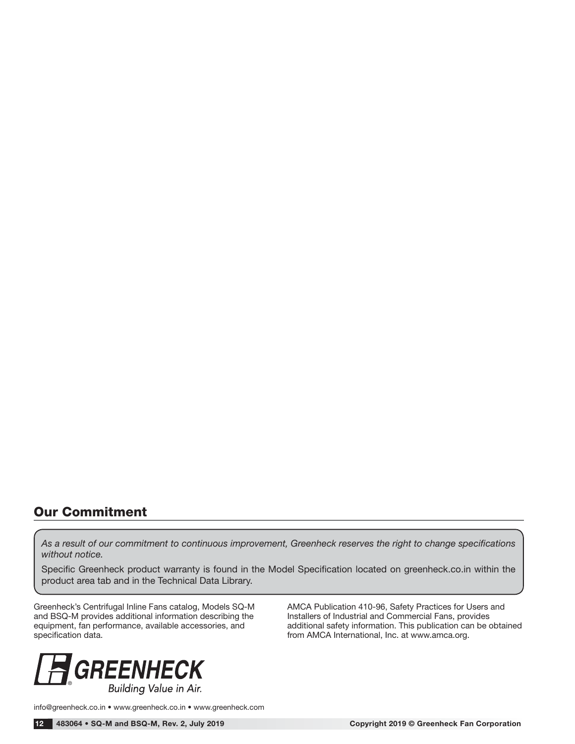## Our Commitment

*As a result of our commitment to continuous improvement, Greenheck reserves the right to change specifications without notice.*

Specific Greenheck product warranty is found in the Model Specification located on greenheck.co.in within the product area tab and in the Technical Data Library.

Greenheck's Centrifugal Inline Fans catalog, Models SQ-M and BSQ-M provides additional information describing the equipment, fan performance, available accessories, and specification data.

AMCA Publication 410-96, Safety Practices for Users and Installers of Industrial and Commercial Fans, provides additional safety information. This publication can be obtained from AMCA International, Inc. at www.amca.org.

GREENHECK
Building Value in Air.

info@greenheck.co.in • www.greenheck.co.in • www.greenheck.com

483064 • SQ-M and BSQ-M, Rev. 2, July 2019

Copyright 2019 © Greenheck Fan Corporation